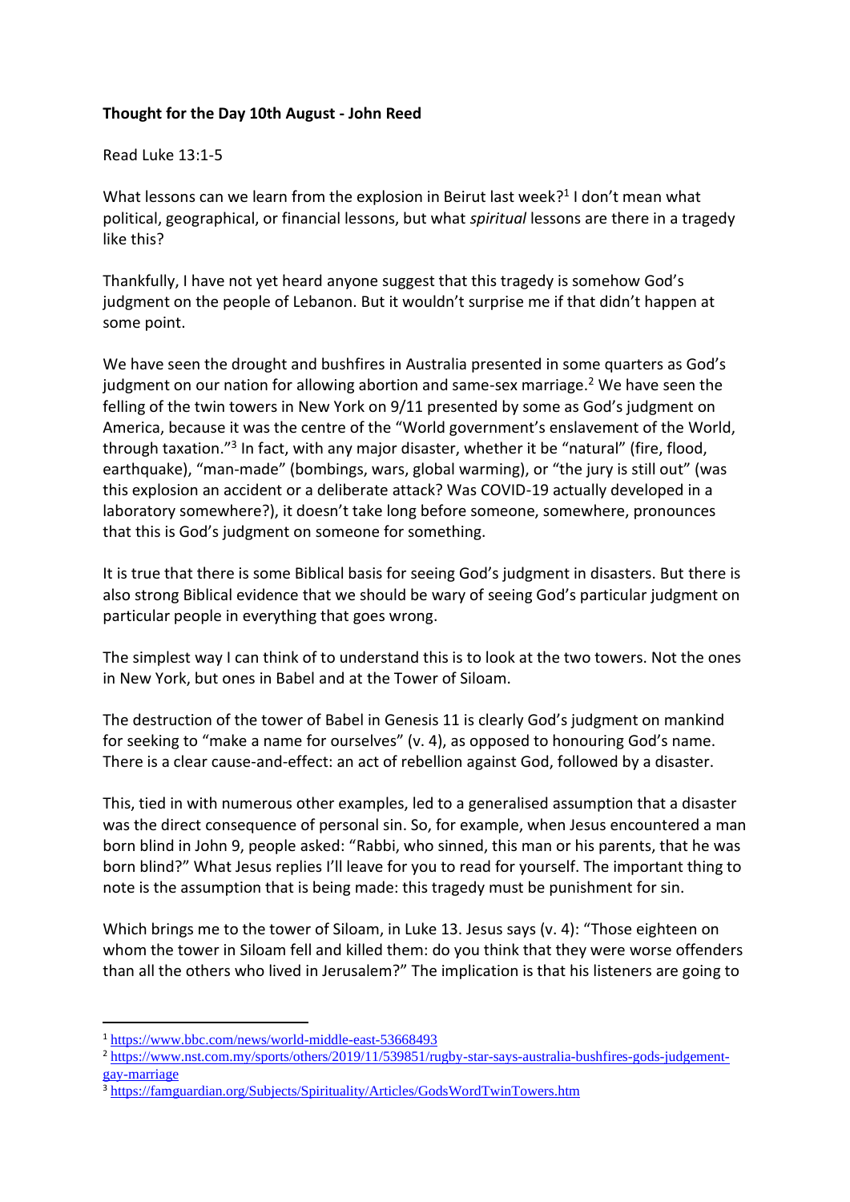**Thought for the Day 10th August - John Reed**

Read Luke 13:1-5

What lessons can we learn from the explosion in Beirut last week?[1] I don't mean what political, geographical, or financial lessons, but what *spiritual* lessons are there in a tragedy like this?

Thankfully, I have not yet heard anyone suggest that this tragedy is somehow God's judgment on the people of Lebanon. But it wouldn't surprise me if that didn't happen at some point.

We have seen the drought and bushfires in Australia presented in some quarters as God's judgment on our nation for allowing abortion and same-sex marriage.[2] We have seen the felling of the twin towers in New York on 9/11 presented by some as God's judgment on America, because it was the centre of the "World government's enslavement of the World, through taxation."[3] In fact, with any major disaster, whether it be "natural" (fire, flood, earthquake), "man-made" (bombings, wars, global warming), or "the jury is still out" (was this explosion an accident or a deliberate attack? Was COVID-19 actually developed in a laboratory somewhere?), it doesn't take long before someone, somewhere, pronounces that this is God's judgment on someone for something.

It is true that there is some Biblical basis for seeing God's judgment in disasters. But there is also strong Biblical evidence that we should be wary of seeing God's particular judgment on particular people in everything that goes wrong.

The simplest way I can think of to understand this is to look at the two towers. Not the ones in New York, but ones in Babel and at the Tower of Siloam.

The destruction of the tower of Babel in Genesis 11 is clearly God's judgment on mankind for seeking to "make a name for ourselves" (v. 4), as opposed to honouring God's name. There is a clear cause-and-effect: an act of rebellion against God, followed by a disaster.

This, tied in with numerous other examples, led to a generalised assumption that a disaster was the direct consequence of personal sin. So, for example, when Jesus encountered a man born blind in John 9, people asked: "Rabbi, who sinned, this man or his parents, that he was born blind?" What Jesus replies I'll leave for you to read for yourself. The important thing to note is the assumption that is being made: this tragedy must be punishment for sin.

Which brings me to the tower of Siloam, in Luke 13. Jesus says (v. 4): "Those eighteen on whom the tower in Siloam fell and killed them: do you think that they were worse offenders than all the others who lived in Jerusalem?" The implication is that his listeners are going to

---

[1] https://www.bbc.com/news/world-middle-east-53668493

[2] https://www.nst.com.my/sports/others/2019/11/539851/rugby-star-says-australia-bushfires-gods-judgement-gay-marriage

[3] https://famguardian.org/Subjects/Spirituality/Articles/GodsWordTwinTowers.htm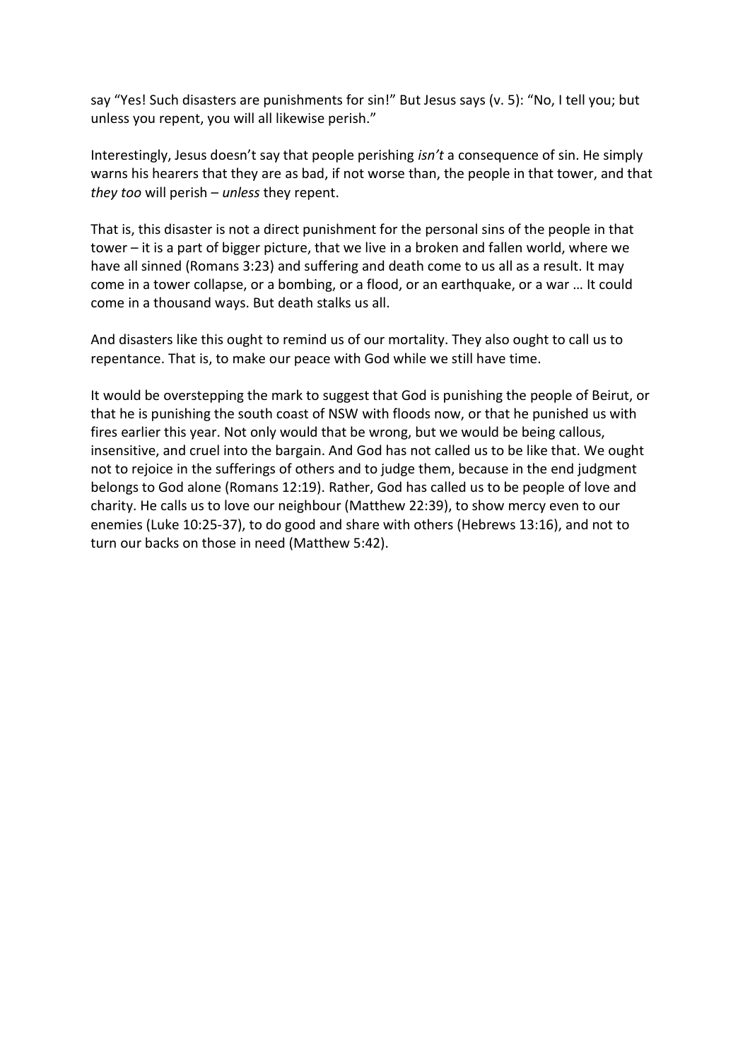say "Yes! Such disasters are punishments for sin!" But Jesus says (v. 5): "No, I tell you; but unless you repent, you will all likewise perish."

Interestingly, Jesus doesn't say that people perishing *isn't* a consequence of sin. He simply warns his hearers that they are as bad, if not worse than, the people in that tower, and that *they too* will perish – *unless* they repent.

That is, this disaster is not a direct punishment for the personal sins of the people in that tower – it is a part of bigger picture, that we live in a broken and fallen world, where we have all sinned (Romans 3:23) and suffering and death come to us all as a result. It may come in a tower collapse, or a bombing, or a flood, or an earthquake, or a war … It could come in a thousand ways. But death stalks us all.

And disasters like this ought to remind us of our mortality. They also ought to call us to repentance. That is, to make our peace with God while we still have time.

It would be overstepping the mark to suggest that God is punishing the people of Beirut, or that he is punishing the south coast of NSW with floods now, or that he punished us with fires earlier this year. Not only would that be wrong, but we would be being callous, insensitive, and cruel into the bargain. And God has not called us to be like that. We ought not to rejoice in the sufferings of others and to judge them, because in the end judgment belongs to God alone (Romans 12:19). Rather, God has called us to be people of love and charity. He calls us to love our neighbour (Matthew 22:39), to show mercy even to our enemies (Luke 10:25-37), to do good and share with others (Hebrews 13:16), and not to turn our backs on those in need (Matthew 5:42).